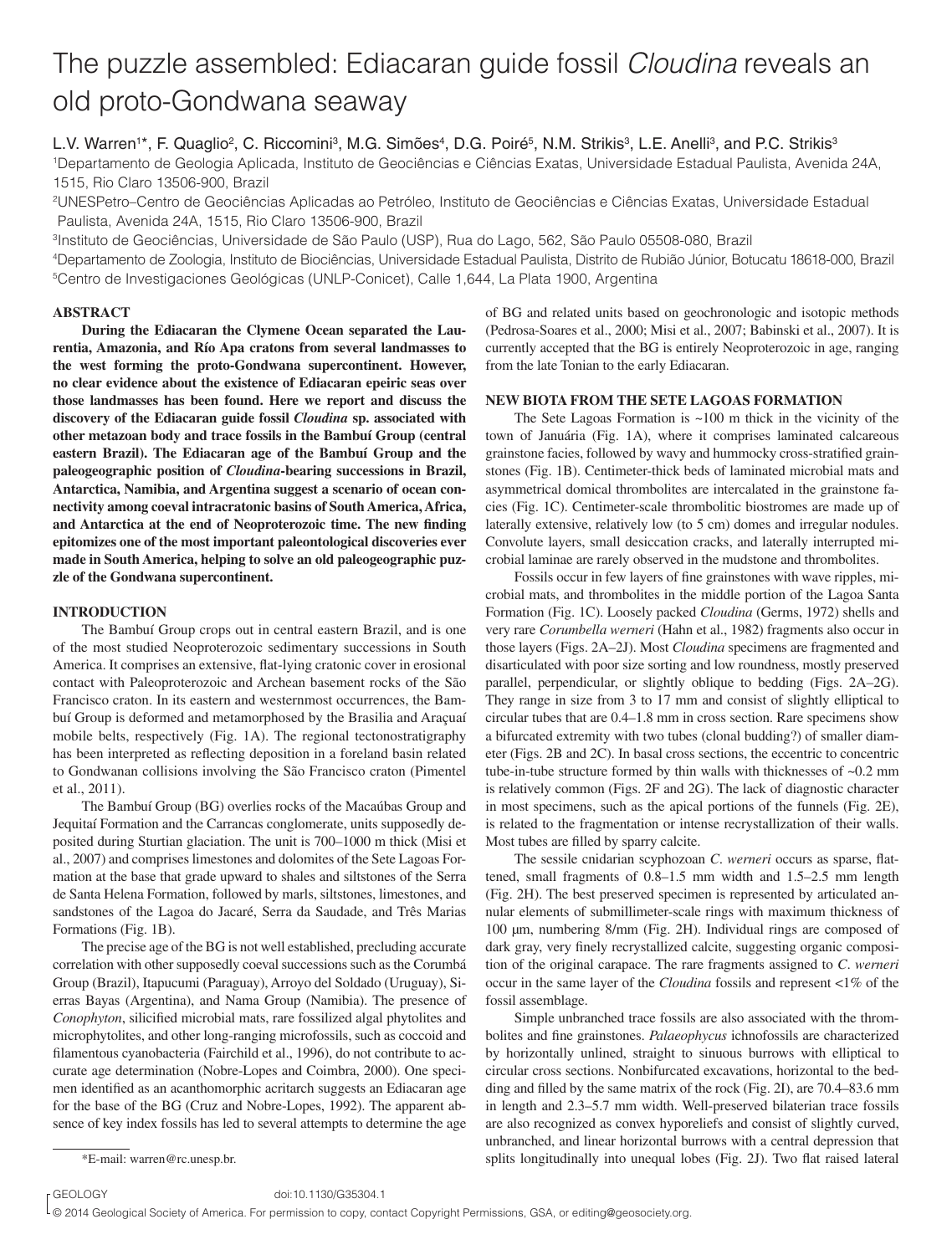# The puzzle assembled: Ediacaran guide fossil *Cloudina* reveals an old proto-Gondwana seaway

L.V. Warren[1]*, F. Quaglio[2], C. Riccomini[3], M.G. Simões[4], D.G. Poiré[5], N.M. Strikis[3], L.E. Anelli[3], and P.C. Strikis[3]

[1]Departamento de Geologia Aplicada, Instituto de Geociências e Ciências Exatas, Universidade Estadual Paulista, Avenida 24A, 1515, Rio Claro 13506-900, Brazil

[2]UNESPetro–Centro de Geociências Aplicadas ao Petróleo, Instituto de Geociências e Ciências Exatas, Universidade Estadual Paulista, Avenida 24A, 1515, Rio Claro 13506-900, Brazil

[3]Instituto de Geociências, Universidade de São Paulo (USP), Rua do Lago, 562, São Paulo 05508-080, Brazil

[4]Departamento de Zoologia, Instituto de Biociências, Universidade Estadual Paulista, Distrito de Rubião Júnior, Botucatu 18618-000, Brazil

[5]Centro de Investigaciones Geológicas (UNLP-Conicet), Calle 1,644, La Plata 1900, Argentina

## ABSTRACT

**During the Ediacaran the Clymene Ocean separated the Laurentia, Amazonia, and Río Apa cratons from several landmasses to the west forming the proto-Gondwana supercontinent. However, no clear evidence about the existence of Ediacaran epeiric seas over those landmasses has been found. Here we report and discuss the discovery of the Ediacaran guide fossil *Cloudina* sp. associated with other metazoan body and trace fossils in the Bambuí Group (central eastern Brazil). The Ediacaran age of the Bambuí Group and the paleogeographic position of *Cloudina*-bearing successions in Brazil, Antarctica, Namibia, and Argentina suggest a scenario of ocean connectivity among coeval intracratonic basins of South America, Africa, and Antarctica at the end of Neoproterozoic time. The new finding epitomizes one of the most important paleontological discoveries ever made in South America, helping to solve an old paleogeographic puzzle of the Gondwana supercontinent.**

## INTRODUCTION

The Bambuí Group crops out in central eastern Brazil, and is one of the most studied Neoproterozoic sedimentary successions in South America. It comprises an extensive, flat-lying cratonic cover in erosional contact with Paleoproterozoic and Archean basement rocks of the São Francisco craton. In its eastern and westernmost occurrences, the Bambuí Group is deformed and metamorphosed by the Brasilia and Araçuaí mobile belts, respectively (Fig. 1A). The regional tectonostratigraphy has been interpreted as reflecting deposition in a foreland basin related to Gondwanan collisions involving the São Francisco craton (Pimentel et al., 2011).

The Bambuí Group (BG) overlies rocks of the Macaúbas Group and Jequitaí Formation and the Carrancas conglomerate, units supposedly deposited during Sturtian glaciation. The unit is 700–1000 m thick (Misi et al., 2007) and comprises limestones and dolomites of the Sete Lagoas Formation at the base that grade upward to shales and siltstones of the Serra de Santa Helena Formation, followed by marls, siltstones, limestones, and sandstones of the Lagoa do Jacaré, Serra da Saudade, and Três Marias Formations (Fig. 1B).

The precise age of the BG is not well established, precluding accurate correlation with other supposedly coeval successions such as the Corumbá Group (Brazil), Itapucumi (Paraguay), Arroyo del Soldado (Uruguay), Sierras Bayas (Argentina), and Nama Group (Namibia). The presence of *Conophyton*, silicified microbial mats, rare fossilized algal phytolites and microphytolites, and other long-ranging microfossils, such as coccoid and filamentous cyanobacteria (Fairchild et al., 1996), do not contribute to accurate age determination (Nobre-Lopes and Coimbra, 2000). One specimen identified as an acanthomorphic acritarch suggests an Ediacaran age for the base of the BG (Cruz and Nobre-Lopes, 1992). The apparent absence of key index fossils has led to several attempts to determine the age of BG and related units based on geochronologic and isotopic methods (Pedrosa-Soares et al., 2000; Misi et al., 2007; Babinski et al., 2007). It is currently accepted that the BG is entirely Neoproterozoic in age, ranging from the late Tonian to the early Ediacaran.

*E-mail: warren@rc.unesp.br.

## NEW BIOTA FROM THE SETE LAGOAS FORMATION

The Sete Lagoas Formation is ~100 m thick in the vicinity of the town of Januária (Fig. 1A), where it comprises laminated calcareous grainstone facies, followed by wavy and hummocky cross-stratified grainstones (Fig. 1B). Centimeter-thick beds of laminated microbial mats and asymmetrical domical thrombolites are intercalated in the grainstone facies (Fig. 1C). Centimeter-scale thrombolitic biostromes are made up of laterally extensive, relatively low (to 5 cm) domes and irregular nodules. Convolute layers, small desiccation cracks, and laterally interrupted microbial laminae are rarely observed in the mudstone and thrombolites.

Fossils occur in few layers of fine grainstones with wave ripples, microbial mats, and thrombolites in the middle portion of the Lagoa Santa Formation (Fig. 1C). Loosely packed *Cloudina* (Germs, 1972) shells and very rare *Corumbella werneri* (Hahn et al., 1982) fragments also occur in those layers (Figs. 2A–2J). Most *Cloudina* specimens are fragmented and disarticulated with poor size sorting and low roundness, mostly preserved parallel, perpendicular, or slightly oblique to bedding (Figs. 2A–2G). They range in size from 3 to 17 mm and consist of slightly elliptical to circular tubes that are 0.4–1.8 mm in cross section. Rare specimens show a bifurcated extremity with two tubes (clonal budding?) of smaller diameter (Figs. 2B and 2C). In basal cross sections, the eccentric to concentric tube-in-tube structure formed by thin walls with thicknesses of ~0.2 mm is relatively common (Figs. 2F and 2G). The lack of diagnostic character in most specimens, such as the apical portions of the funnels (Fig. 2E), is related to the fragmentation or intense recrystallization of their walls. Most tubes are filled by sparry calcite.

The sessile cnidarian scyphozoan *C. werneri* occurs as sparse, flattened, small fragments of 0.8–1.5 mm width and 1.5–2.5 mm length (Fig. 2H). The best preserved specimen is represented by articulated annular elements of submillimeter-scale rings with maximum thickness of 100 µm, numbering 8/mm (Fig. 2H). Individual rings are composed of dark gray, very finely recrystallized calcite, suggesting organic composition of the original carapace. The rare fragments assigned to *C. werneri* occur in the same layer of the *Cloudina* fossils and represent <1% of the fossil assemblage.

Simple unbranched trace fossils are also associated with the thrombolites and fine grainstones. *Palaeophycus* ichnofossils are characterized by horizontally unlined, straight to sinuous burrows with elliptical to circular cross sections. Nonbifurcated excavations, horizontal to the bedding and filled by the same matrix of the rock (Fig. 2I), are 70.4–83.6 mm in length and 2.3–5.7 mm width. Well-preserved bilaterian trace fossils are also recognized as convex hyporeliefs and consist of slightly curved, unbranched, and linear horizontal burrows with a central depression that splits longitudinally into unequal lobes (Fig. 2J). Two flat raised lateral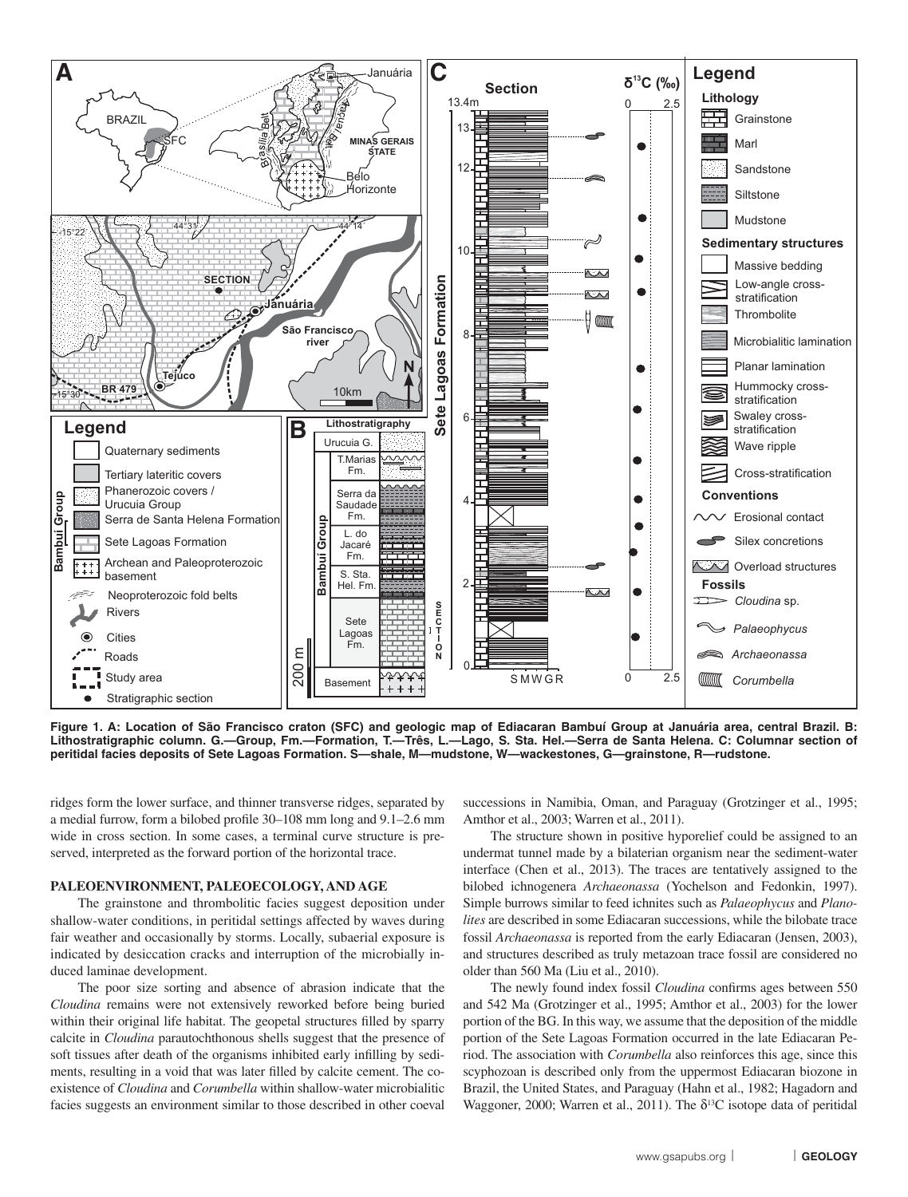Figure 1. A: Location of São Francisco craton (SFC) and geologic map of Ediacaran Bambuí Group at Januária area, central Brazil. B: Lithostratigraphic column. G.—Group, Fm.—Formation, T.—Três, L.—Lago, S. Sta. Hel.—Serra de Santa Helena. C: Columnar section of peritidal facies deposits of Sete Lagoas Formation. S—shale, M—mudstone, W—wackestones, G—grainstone, R—rudstone.

ridges form the lower surface, and thinner transverse ridges, separated by a medial furrow, form a bilobed profile 30–108 mm long and 9.1–2.6 mm wide in cross section. In some cases, a terminal curve structure is preserved, interpreted as the forward portion of the horizontal trace.

## PALEOENVIRONMENT, PALEOECOLOGY, AND AGE

The grainstone and thrombolitic facies suggest deposition under shallow-water conditions, in peritidal settings affected by waves during fair weather and occasionally by storms. Locally, subaerial exposure is indicated by desiccation cracks and interruption of the microbially induced laminae development.

The poor size sorting and absence of abrasion indicate that the *Cloudina* remains were not extensively reworked before being buried within their original life habitat. The geopetal structures filled by sparry calcite in *Cloudina* parautochthonous shells suggest that the presence of soft tissues after death of the organisms inhibited early infilling by sediments, resulting in a void that was later filled by calcite cement. The coexistence of *Cloudina* and *Corumbella* within shallow-water microbialitic facies suggests an environment similar to those described in other coeval successions in Namibia, Oman, and Paraguay (Grotzinger et al., 1995; Amthor et al., 2003; Warren et al., 2011).

The structure shown in positive hyporelief could be assigned to an undermat tunnel made by a bilaterian organism near the sediment-water interface (Chen et al., 2013). The traces are tentatively assigned to the bilobed ichnogenera *Archaeonassa* (Yochelson and Fedonkin, 1997). Simple burrows similar to feed ichnites such as *Palaeophycus* and *Planolites* are described in some Ediacaran successions, while the bilobate trace fossil *Archaeonassa* is reported from the early Ediacaran (Jensen, 2003), and structures described as truly metazoan trace fossil are considered no older than 560 Ma (Liu et al., 2010).

The newly found index fossil *Cloudina* confirms ages between 550 and 542 Ma (Grotzinger et al., 1995; Amthor et al., 2003) for the lower portion of the BG. In this way, we assume that the deposition of the middle portion of the Sete Lagoas Formation occurred in the late Ediacaran Period. The association with *Corumbella* also reinforces this age, since this scyphozoan is described only from the uppermost Ediacaran biozone in Brazil, the United States, and Paraguay (Hahn et al., 1982; Hagadorn and Waggoner, 2000; Warren et al., 2011). The $\delta^{13}C$ isotope data of peritidal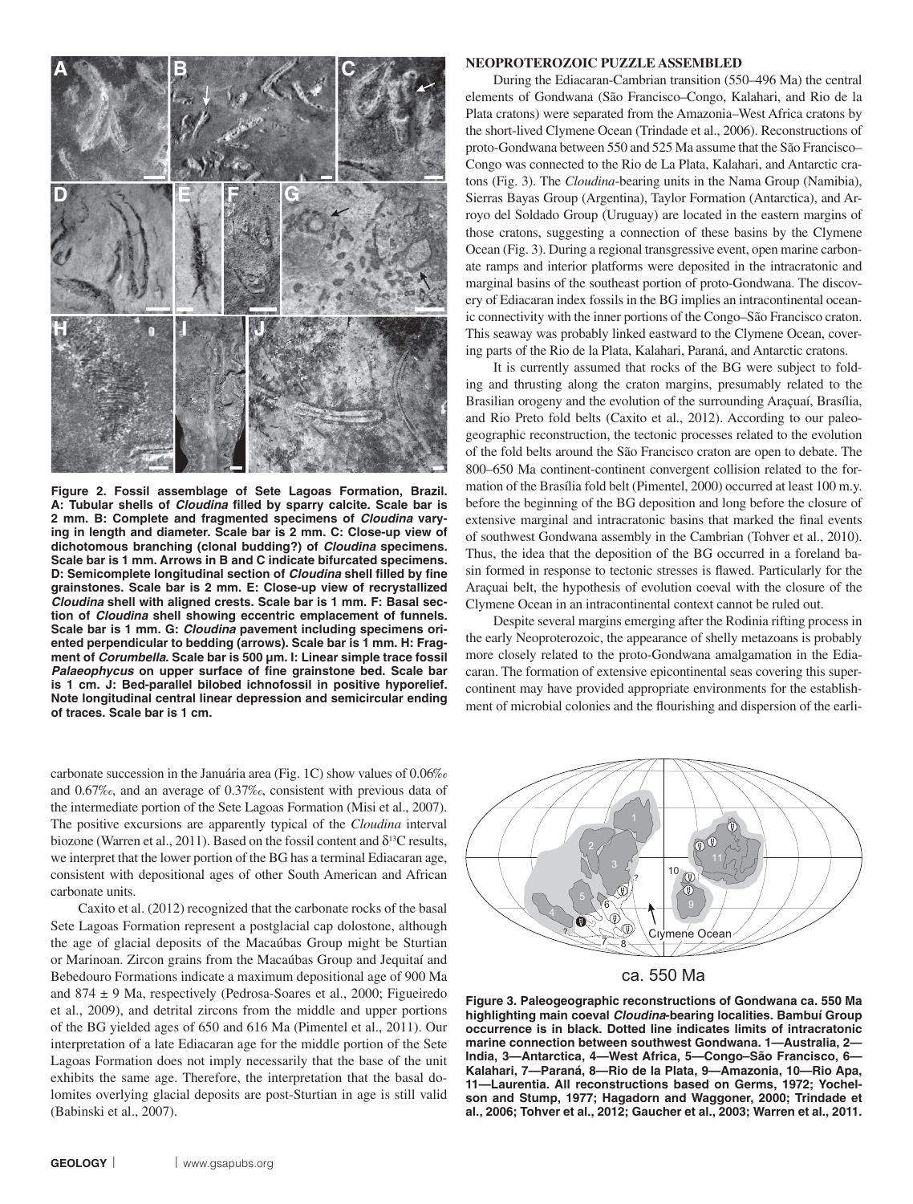**Figure 2. Fossil assemblage of Sete Lagoas Formation, Brazil. A: Tubular shells of *Cloudina* filled by sparry calcite. Scale bar is 2 mm. B: Complete and fragmented specimens of *Cloudina* varying in length and diameter. Scale bar is 2 mm. C: Close-up view of dichotomous branching (clonal budding?) of *Cloudina* specimens. Scale bar is 1 mm. Arrows in B and C indicate bifurcated specimens. D: Semicomplete longitudinal section of *Cloudina* shell filled by fine grainstones. Scale bar is 2 mm. E: Close-up view of recrystallized *Cloudina* shell with aligned crests. Scale bar is 1 mm. F: Basal section of *Cloudina* shell showing eccentric emplacement of funnels. Scale bar is 1 mm. G: *Cloudina* pavement including specimens oriented perpendicular to bedding (arrows). Scale bar is 1 mm. H: Fragment of *Corumbella*. Scale bar is 500 μm. I: Linear simple trace fossil *Palaeophycus* on upper surface of fine grainstone bed. Scale bar is 1 cm. J: Bed-parallel bilobed ichnofossil in positive hyporelief. Note longitudinal central linear depression and semicircular ending of traces. Scale bar is 1 cm.**

carbonate succession in the Januária area (Fig. 1C) show values of 0.06‰ and 0.67‰, and an average of 0.37‰, consistent with previous data of the intermediate portion of the Sete Lagoas Formation (Misi et al., 2007). The positive excursions are apparently typical of the *Cloudina* interval biozone (Warren et al., 2011). Based on the fossil content and $\delta^{13}C$ results, we interpret that the lower portion of the BG has a terminal Ediacaran age, consistent with depositional ages of other South American and African carbonate units.

Caxito et al. (2012) recognized that the carbonate rocks of the basal Sete Lagoas Formation represent a postglacial cap dolostone, although the age of glacial deposits of the Macaúbas Group might be Sturtian or Marinoan. Zircon grains from the Macaúbas Group and Jequitaí and Bebedouro Formations indicate a maximum depositional age of 900 Ma and 874 ± 9 Ma, respectively (Pedrosa-Soares et al., 2000; Figueiredo et al., 2009), and detrital zircons from the middle and upper portions of the BG yielded ages of 650 and 616 Ma (Pimentel et al., 2011). Our interpretation of a late Ediacaran age for the middle portion of the Sete Lagoas Formation does not imply necessarily that the base of the unit exhibits the same age. Therefore, the interpretation that the basal dolomites overlying glacial deposits are post-Sturtian in age is still valid (Babinski et al., 2007).

## NEOPROTEROZOIC PUZZLE ASSEMBLED

During the Ediacaran-Cambrian transition (550–496 Ma) the central elements of Gondwana (São Francisco–Congo, Kalahari, and Rio de la Plata cratons) were separated from the Amazonia–West Africa cratons by the short-lived Clymene Ocean (Trindade et al., 2006). Reconstructions of proto-Gondwana between 550 and 525 Ma assume that the São Francisco–Congo was connected to the Rio de La Plata, Kalahari, and Antarctic cratons (Fig. 3). The *Cloudina*-bearing units in the Nama Group (Namibia), Sierras Bayas Group (Argentina), Taylor Formation (Antarctica), and Arroyo del Soldado Group (Uruguay) are located in the eastern margins of those cratons, suggesting a connection of these basins by the Clymene Ocean (Fig. 3). During a regional transgressive event, open marine carbonate ramps and interior platforms were deposited in the intracratonic and marginal basins of the southeast portion of proto-Gondwana. The discovery of Ediacaran index fossils in the BG implies an intracontinental oceanic connectivity with the inner portions of the Congo–São Francisco craton. This seaway was probably linked eastward to the Clymene Ocean, covering parts of the Rio de la Plata, Kalahari, Paraná, and Antarctic cratons.

It is currently assumed that rocks of the BG were subject to folding and thrusting along the craton margins, presumably related to the Brasilian orogeny and the evolution of the surrounding Araçuaí, Brasília, and Rio Preto fold belts (Caxito et al., 2012). According to our paleogeographic reconstruction, the tectonic processes related to the evolution of the fold belts around the São Francisco craton are open to debate. The 800–650 Ma continent-continent convergent collision related to the formation of the Brasília fold belt (Pimentel, 2000) occurred at least 100 m.y. before the beginning of the BG deposition and long before the closure of extensive marginal and intracratonic basins that marked the final events of southwest Gondwana assembly in the Cambrian (Tohver et al., 2010). Thus, the idea that the deposition of the BG occurred in a foreland basin formed in response to tectonic stresses is flawed. Particularly for the Araçuai belt, the hypothesis of evolution coeval with the closure of the Clymene Ocean in an intracontinental context cannot be ruled out.

Despite several margins emerging after the Rodinia rifting process in the early Neoproterozoic, the appearance of shelly metazoans is probably more closely related to the proto-Gondwana amalgamation in the Ediacaran. The formation of extensive epicontinental seas covering this supercontinent may have provided appropriate environments for the establishment of microbial colonies and the flourishing and dispersion of the earli-

**Figure 3. Paleogeographic reconstructions of Gondwana ca. 550 Ma highlighting main coeval *Cloudina*-bearing localities. Bambuí Group occurrence is in black. Dotted line indicates limits of intracratonic marine connection between southwest Gondwana. 1—Australia, 2—India, 3—Antarctica, 4—West Africa, 5—Congo–São Francisco, 6—Kalahari, 7—Paraná, 8—Rio de la Plata, 9—Amazonia, 10—Rio Apa, 11—Laurentia. All reconstructions based on Germs, 1972; Yochelson and Stump, 1977; Hagadorn and Waggoner, 2000; Trindade et al., 2006; Tohver et al., 2012; Gaucher et al., 2003; Warren et al., 2011.**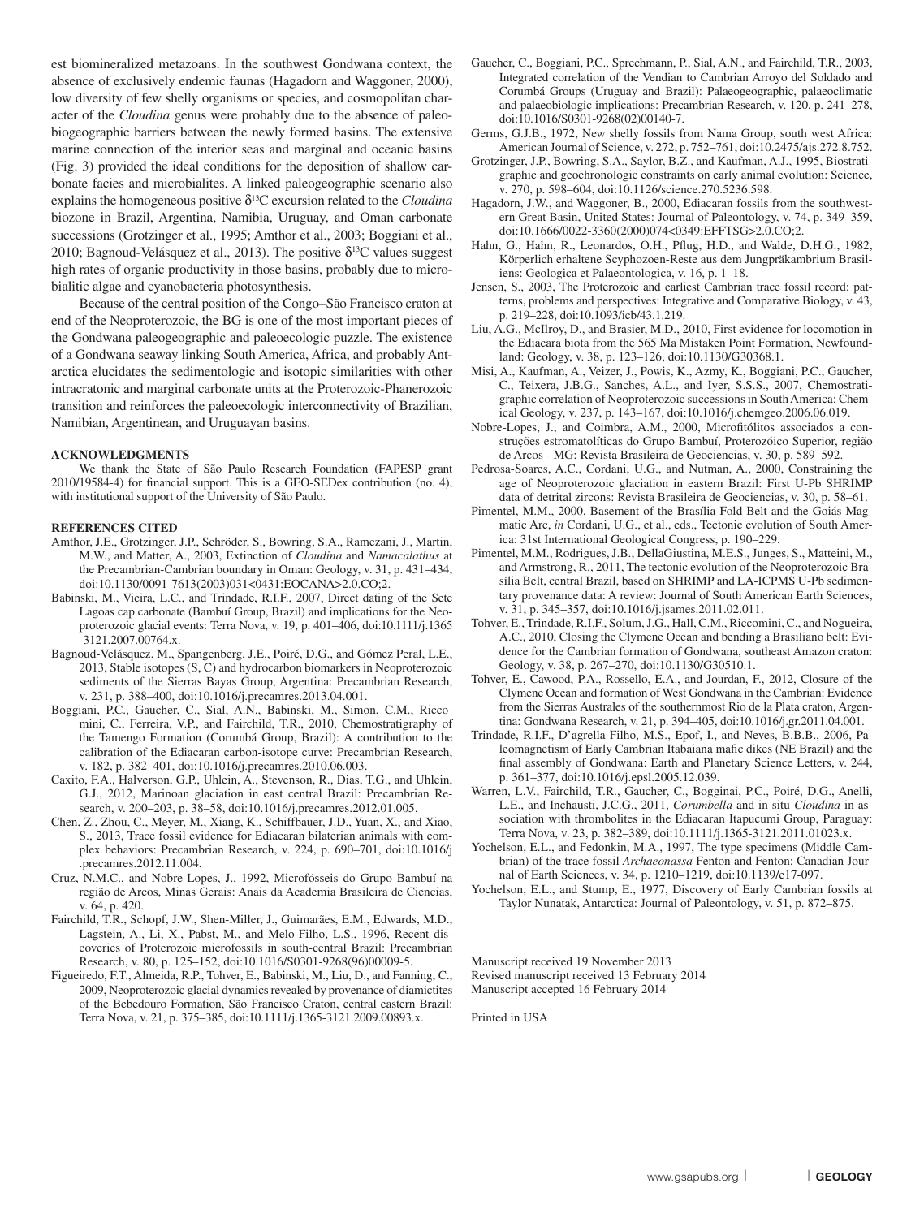est biomineralized metazoans. In the southwest Gondwana context, the absence of exclusively endemic faunas (Hagadorn and Waggoner, 2000), low diversity of few shelly organisms or species, and cosmopolitan character of the *Cloudina* genus were probably due to the absence of paleobiogeographic barriers between the newly formed basins. The extensive marine connection of the interior seas and marginal and oceanic basins (Fig. 3) provided the ideal conditions for the deposition of shallow carbonate facies and microbialites. A linked paleogeographic scenario also explains the homogeneous positive $\delta^{13}C$ excursion related to the *Cloudina* biozone in Brazil, Argentina, Namibia, Uruguay, and Oman carbonate successions (Grotzinger et al., 1995; Amthor et al., 2003; Boggiani et al., 2010; Bagnoud-Velásquez et al., 2013). The positive $\delta^{13}C$ values suggest high rates of organic productivity in those basins, probably due to microbialitic algae and cyanobacteria photosynthesis.

Because of the central position of the Congo–São Francisco craton at end of the Neoproterozoic, the BG is one of the most important pieces of the Gondwana paleogeographic and paleoecologic puzzle. The existence of a Gondwana seaway linking South America, Africa, and probably Antarctica elucidates the sedimentologic and isotopic similarities with other intracratonic and marginal carbonate units at the Proterozoic-Phanerozoic transition and reinforces the paleoecologic interconnectivity of Brazilian, Namibian, Argentinean, and Uruguayan basins.

## ACKNOWLEDGMENTS

We thank the State of São Paulo Research Foundation (FAPESP grant 2010/19584-4) for financial support. This is a GEO-SEDex contribution (no. 4), with institutional support of the University of São Paulo.

## REFERENCES CITED

Amthor, J.E., Grotzinger, J.P., Schröder, S., Bowring, S.A., Ramezani, J., Martin, M.W., and Matter, A., 2003, Extinction of *Cloudina* and *Namacalathus* at the Precambrian-Cambrian boundary in Oman: Geology, v. 31, p. 431–434, doi:10.1130/0091-7613(2003)031<0431:EOCANA>2.0.CO;2.

Babinski, M., Vieira, L.C., and Trindade, R.I.F., 2007, Direct dating of the Sete Lagoas cap carbonate (Bambuí Group, Brazil) and implications for the Neoproterozoic glacial events: Terra Nova, v. 19, p. 401–406, doi:10.1111/j.1365-3121.2007.00764.x.

Bagnoud-Velásquez, M., Spangenberg, J.E., Poiré, D.G., and Gómez Peral, L.E., 2013, Stable isotopes (S, C) and hydrocarbon biomarkers in Neoproterozoic sediments of the Sierras Bayas Group, Argentina: Precambrian Research, v. 231, p. 388–400, doi:10.1016/j.precamres.2013.04.001.

Boggiani, P.C., Gaucher, C., Sial, A.N., Babinski, M., Simon, C.M., Riccomini, C., Ferreira, V.P., and Fairchild, T.R., 2010, Chemostratigraphy of the Tamengo Formation (Corumbá Group, Brazil): A contribution to the calibration of the Ediacaran carbon-isotope curve: Precambrian Research, v. 182, p. 382–401, doi:10.1016/j.precamres.2010.06.003.

Caxito, F.A., Halverson, G.P., Uhlein, A., Stevenson, R., Dias, T.G., and Uhlein, G.J., 2012, Marinoan glaciation in east central Brazil: Precambrian Research, v. 200–203, p. 38–58, doi:10.1016/j.precamres.2012.01.005.

Chen, Z., Zhou, C., Meyer, M., Xiang, K., Schiffbauer, J.D., Yuan, X., and Xiao, S., 2013, Trace fossil evidence for Ediacaran bilaterian animals with complex behaviors: Precambrian Research, v. 224, p. 690–701, doi:10.1016/j.precamres.2012.11.004.

Cruz, N.M.C., and Nobre-Lopes, J., 1992, Microfósseis do Grupo Bambuí na região de Arcos, Minas Gerais: Anais da Academia Brasileira de Ciencias, v. 64, p. 420.

Fairchild, T.R., Schopf, J.W., Shen-Miller, J., Guimarães, E.M., Edwards, M.D., Lagstein, A., Li, X., Pabst, M., and Melo-Filho, L.S., 1996, Recent discoveries of Proterozoic microfossils in south-central Brazil: Precambrian Research, v. 80, p. 125–152, doi:10.1016/S0301-9268(96)00009-5.

Figueiredo, F.T., Almeida, R.P., Tohver, E., Babinski, M., Liu, D., and Fanning, C., 2009, Neoproterozoic glacial dynamics revealed by provenance of diamictites of the Bebedouro Formation, São Francisco Craton, central eastern Brazil: Terra Nova, v. 21, p. 375–385, doi:10.1111/j.1365-3121.2009.00893.x.

Gaucher, C., Boggiani, P.C., Sprechmann, P., Sial, A.N., and Fairchild, T.R., 2003, Integrated correlation of the Vendian to Cambrian Arroyo del Soldado and Corumbá Groups (Uruguay and Brazil): Palaeogeographic, palaeoclimatic and palaeobiologic implications: Precambrian Research, v. 120, p. 241–278, doi:10.1016/S0301-9268(02)00140-7.

Germs, G.J.B., 1972, New shelly fossils from Nama Group, south west Africa: American Journal of Science, v. 272, p. 752–761, doi:10.2475/ajs.272.8.752.

Grotzinger, J.P., Bowring, S.A., Saylor, B.Z., and Kaufman, A.J., 1995, Biostratigraphic and geochronologic constraints on early animal evolution: Science, v. 270, p. 598–604, doi:10.1126/science.270.5236.598.

Hagadorn, J.W., and Waggoner, B., 2000, Ediacaran fossils from the southwestern Great Basin, United States: Journal of Paleontology, v. 74, p. 349–359, doi:10.1666/0022-3360(2000)074<0349:EFFTSG>2.0.CO;2.

Hahn, G., Hahn, R., Leonardos, O.H., Pflug, H.D., and Walde, D.H.G., 1982, Körperlich erhaltene Scyphozoen-Reste aus dem Jungpräkambrium Brasiliens: Geologica et Palaeontologica, v. 16, p. 1–18.

Jensen, S., 2003, The Proterozoic and earliest Cambrian trace fossil record; patterns, problems and perspectives: Integrative and Comparative Biology, v. 43, p. 219–228, doi:10.1093/icb/43.1.219.

Liu, A.G., McIlroy, D., and Brasier, M.D., 2010, First evidence for locomotion in the Ediacara biota from the 565 Ma Mistaken Point Formation, Newfoundland: Geology, v. 38, p. 123–126, doi:10.1130/G30368.1.

Misi, A., Kaufman, A., Veizer, J., Powis, K., Azmy, K., Boggiani, P.C., Gaucher, C., Teixera, J.B.G., Sanches, A.L., and Iyer, S.S.S., 2007, Chemostratigraphic correlation of Neoproterozoic successions in South America: Chemical Geology, v. 237, p. 143–167, doi:10.1016/j.chemgeo.2006.06.019.

Nobre-Lopes, J., and Coimbra, A.M., 2000, Microfitólitos associados a construções estromatolíticas do Grupo Bambuí, Proterozóico Superior, região de Arcos - MG: Revista Brasileira de Geociencias, v. 30, p. 589–592.

Pedrosa-Soares, A.C., Cordani, U.G., and Nutman, A., 2000, Constraining the age of Neoproterozoic glaciation in eastern Brazil: First U-Pb SHRIMP data of detrital zircons: Revista Brasileira de Geociencias, v. 30, p. 58–61.

Pimentel, M.M., 2000, Basement of the Brasília Fold Belt and the Goiás Magmatic Arc, *in* Cordani, U.G., et al., eds., Tectonic evolution of South America: 31st International Geological Congress, p. 190–229.

Pimentel, M.M., Rodrigues, J.B., DellaGiustina, M.E.S., Junges, S., Matteini, M., and Armstrong, R., 2011, The tectonic evolution of the Neoproterozoic Brasília Belt, central Brazil, based on SHRIMP and LA-ICPMS U-Pb sedimentary provenance data: A review: Journal of South American Earth Sciences, v. 31, p. 345–357, doi:10.1016/j.jsames.2011.02.011.

Tohver, E., Trindade, R.I.F., Solum, J.G., Hall, C.M., Riccomini, C., and Nogueira, A.C., 2010, Closing the Clymene Ocean and bending a Brasiliano belt: Evidence for the Cambrian formation of Gondwana, southeast Amazon craton: Geology, v. 38, p. 267–270, doi:10.1130/G30510.1.

Tohver, E., Cawood, P.A., Rossello, E.A., and Jourdan, F., 2012, Closure of the Clymene Ocean and formation of West Gondwana in the Cambrian: Evidence from the Sierras Australes of the southernmost Rio de la Plata craton, Argentina: Gondwana Research, v. 21, p. 394–405, doi:10.1016/j.gr.2011.04.001.

Trindade, R.I.F., D'agrella-Filho, M.S., Epof, I., and Neves, B.B.B., 2006, Paleomagnetism of Early Cambrian Itabaiana mafic dikes (NE Brazil) and the final assembly of Gondwana: Earth and Planetary Science Letters, v. 244, p. 361–377, doi:10.1016/j.epsl.2005.12.039.

Warren, L.V., Fairchild, T.R., Gaucher, C., Bogginai, P.C., Poiré, D.G., Anelli, L.E., and Inchausti, J.C.G., 2011, *Corumbella* and in situ *Cloudina* in association with thrombolites in the Ediacaran Itapucumi Group, Paraguay: Terra Nova, v. 23, p. 382–389, doi:10.1111/j.1365-3121.2011.01023.x.

Yochelson, E.L., and Fedonkin, M.A., 1997, The type specimens (Middle Cambrian) of the trace fossil *Archaeonassa* Fenton and Fenton: Canadian Journal of Earth Sciences, v. 34, p. 1210–1219, doi:10.1139/e17-097.

Yochelson, E.L., and Stump, E., 1977, Discovery of Early Cambrian fossils at Taylor Nunatak, Antarctica: Journal of Paleontology, v. 51, p. 872–875.

Manuscript received 19 November 2013
Revised manuscript received 13 February 2014
Manuscript accepted 16 February 2014

Printed in USA